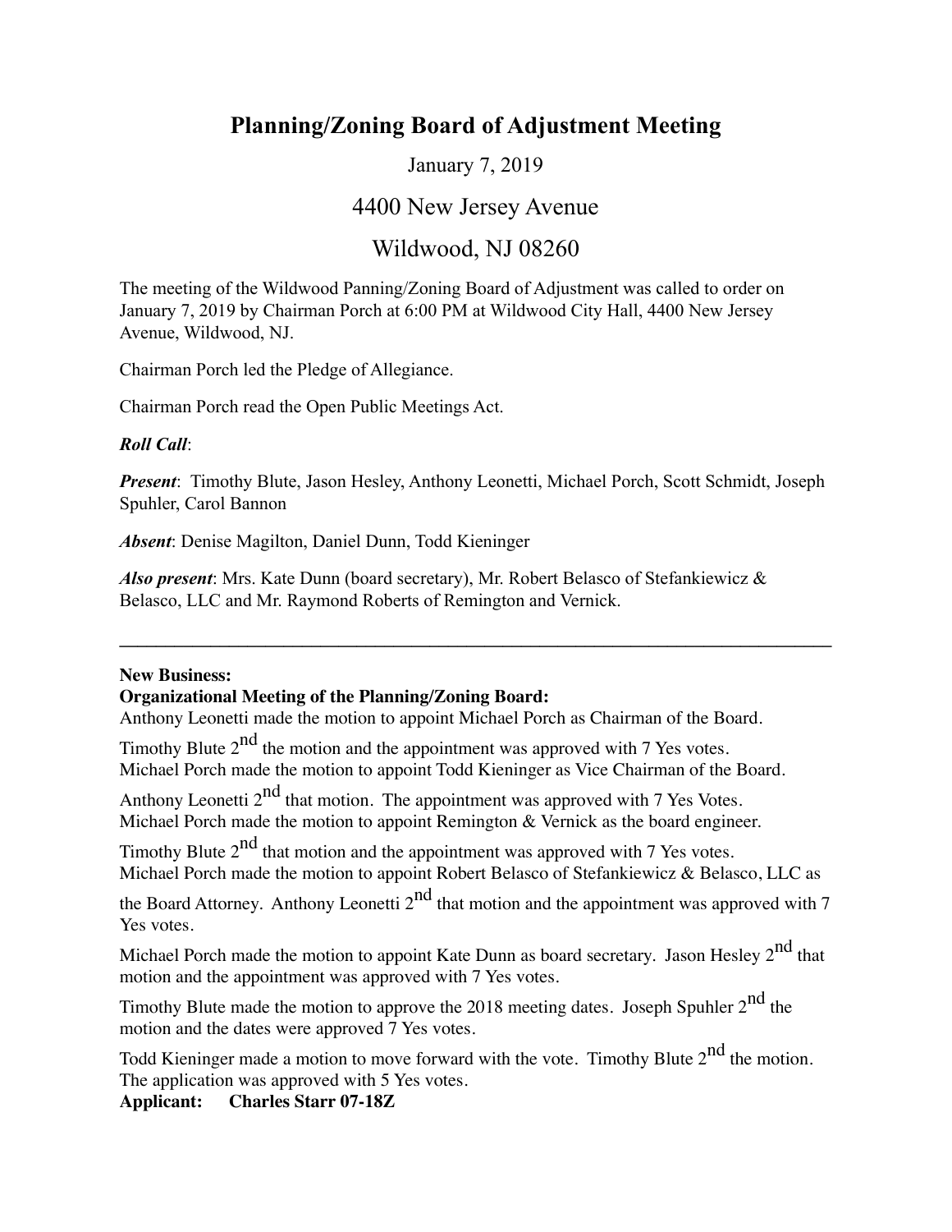# Planning/Zoning Board of Adjustment Meeting

January 7, 2019

4400 New Jersey Avenue

Wildwood, NJ 08260

The meeting of the Wildwood Panning/Zoning Board of Adjustment was called to order on January 7, 2019 by Chairman Porch at 6:00 PM at Wildwood City Hall, 4400 New Jersey Avenue, Wildwood, NJ.

Chairman Porch led the Pledge of Allegiance.

Chairman Porch read the Open Public Meetings Act.

***Roll Call***:

***Present***: Timothy Blute, Jason Hesley, Anthony Leonetti, Michael Porch, Scott Schmidt, Joseph Spuhler, Carol Bannon

***Absent***: Denise Magilton, Daniel Dunn, Todd Kieninger

***Also present***: Mrs. Kate Dunn (board secretary), Mr. Robert Belasco of Stefankiewicz & Belasco, LLC and Mr. Raymond Roberts of Remington and Vernick.

---

**New Business:**

**Organizational Meeting of the Planning/Zoning Board:**

Anthony Leonetti made the motion to appoint Michael Porch as Chairman of the Board.

Timothy Blute 2nd the motion and the appointment was approved with 7 Yes votes.
Michael Porch made the motion to appoint Todd Kieninger as Vice Chairman of the Board.

Anthony Leonetti 2nd that motion. The appointment was approved with 7 Yes Votes.
Michael Porch made the motion to appoint Remington & Vernick as the board engineer.

Timothy Blute 2nd that motion and the appointment was approved with 7 Yes votes.
Michael Porch made the motion to appoint Robert Belasco of Stefankiewicz & Belasco, LLC as the Board Attorney. Anthony Leonetti 2nd that motion and the appointment was approved with 7 Yes votes.

Michael Porch made the motion to appoint Kate Dunn as board secretary. Jason Hesley 2nd that motion and the appointment was approved with 7 Yes votes.

Timothy Blute made the motion to approve the 2018 meeting dates. Joseph Spuhler 2nd the motion and the dates were approved 7 Yes votes.

Todd Kieninger made a motion to move forward with the vote. Timothy Blute 2nd the motion. The application was approved with 5 Yes votes.

**Applicant: Charles Starr 07-18Z**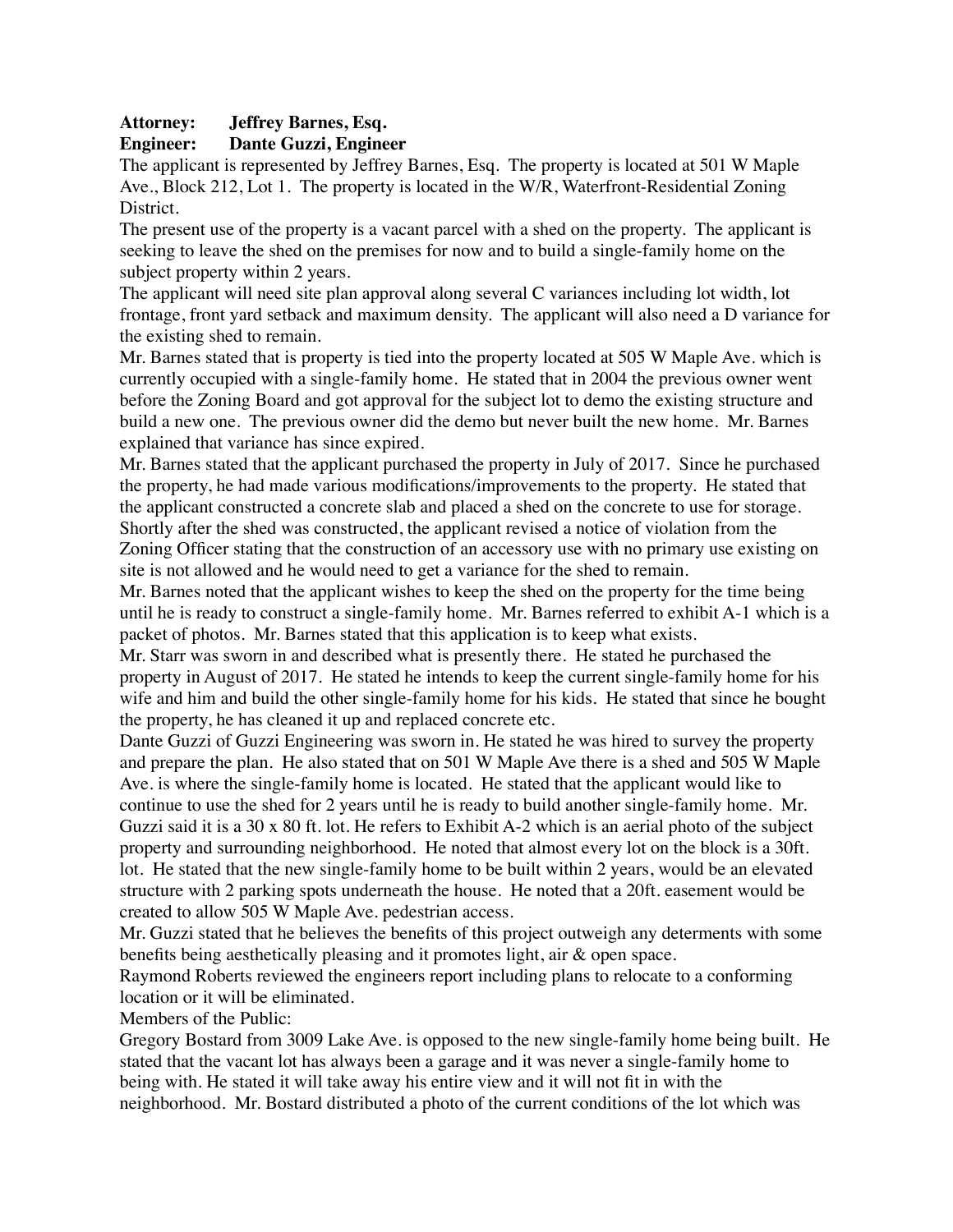**Attorney:	Jeffrey Barnes, Esq.**
**Engineer:	Dante Guzzi, Engineer**

The applicant is represented by Jeffrey Barnes, Esq. The property is located at 501 W Maple Ave., Block 212, Lot 1. The property is located in the W/R, Waterfront-Residential Zoning District.

The present use of the property is a vacant parcel with a shed on the property. The applicant is seeking to leave the shed on the premises for now and to build a single-family home on the subject property within 2 years.

The applicant will need site plan approval along several C variances including lot width, lot frontage, front yard setback and maximum density. The applicant will also need a D variance for the existing shed to remain.

Mr. Barnes stated that is property is tied into the property located at 505 W Maple Ave. which is currently occupied with a single-family home. He stated that in 2004 the previous owner went before the Zoning Board and got approval for the subject lot to demo the existing structure and build a new one. The previous owner did the demo but never built the new home. Mr. Barnes explained that variance has since expired.

Mr. Barnes stated that the applicant purchased the property in July of 2017. Since he purchased the property, he had made various modifications/improvements to the property. He stated that the applicant constructed a concrete slab and placed a shed on the concrete to use for storage. Shortly after the shed was constructed, the applicant revised a notice of violation from the Zoning Officer stating that the construction of an accessory use with no primary use existing on site is not allowed and he would need to get a variance for the shed to remain.

Mr. Barnes noted that the applicant wishes to keep the shed on the property for the time being until he is ready to construct a single-family home. Mr. Barnes referred to exhibit A-1 which is a packet of photos. Mr. Barnes stated that this application is to keep what exists.

Mr. Starr was sworn in and described what is presently there. He stated he purchased the property in August of 2017. He stated he intends to keep the current single-family home for his wife and him and build the other single-family home for his kids. He stated that since he bought the property, he has cleaned it up and replaced concrete etc.

Dante Guzzi of Guzzi Engineering was sworn in. He stated he was hired to survey the property and prepare the plan. He also stated that on 501 W Maple Ave there is a shed and 505 W Maple Ave. is where the single-family home is located. He stated that the applicant would like to continue to use the shed for 2 years until he is ready to build another single-family home. Mr. Guzzi said it is a 30 x 80 ft. lot. He refers to Exhibit A-2 which is an aerial photo of the subject property and surrounding neighborhood. He noted that almost every lot on the block is a 30ft. lot. He stated that the new single-family home to be built within 2 years, would be an elevated structure with 2 parking spots underneath the house. He noted that a 20ft. easement would be created to allow 505 W Maple Ave. pedestrian access.

Mr. Guzzi stated that he believes the benefits of this project outweigh any determents with some benefits being aesthetically pleasing and it promotes light, air & open space.

Raymond Roberts reviewed the engineers report including plans to relocate to a conforming location or it will be eliminated.

Members of the Public:

Gregory Bostard from 3009 Lake Ave. is opposed to the new single-family home being built. He stated that the vacant lot has always been a garage and it was never a single-family home to being with. He stated it will take away his entire view and it will not fit in with the neighborhood. Mr. Bostard distributed a photo of the current conditions of the lot which was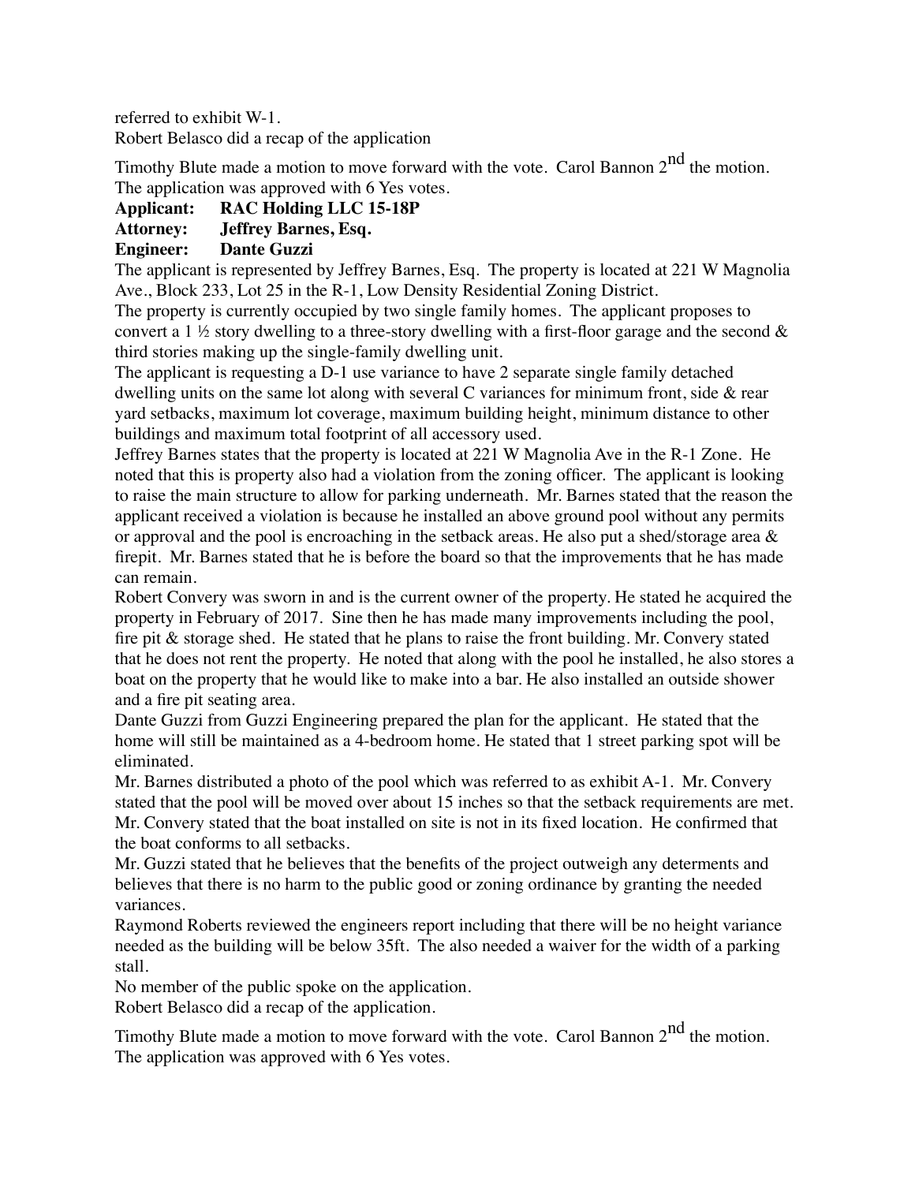referred to exhibit W-1.
Robert Belasco did a recap of the application

Timothy Blute made a motion to move forward with the vote. Carol Bannon 2nd the motion. The application was approved with 6 Yes votes.

**Applicant: RAC Holding LLC 15-18P**
**Attorney: Jeffrey Barnes, Esq.**
**Engineer: Dante Guzzi**

The applicant is represented by Jeffrey Barnes, Esq. The property is located at 221 W Magnolia Ave., Block 233, Lot 25 in the R-1, Low Density Residential Zoning District.

The property is currently occupied by two single family homes. The applicant proposes to convert a 1 ½ story dwelling to a three-story dwelling with a first-floor garage and the second & third stories making up the single-family dwelling unit.

The applicant is requesting a D-1 use variance to have 2 separate single family detached dwelling units on the same lot along with several C variances for minimum front, side & rear yard setbacks, maximum lot coverage, maximum building height, minimum distance to other buildings and maximum total footprint of all accessory used.

Jeffrey Barnes states that the property is located at 221 W Magnolia Ave in the R-1 Zone. He noted that this is property also had a violation from the zoning officer. The applicant is looking to raise the main structure to allow for parking underneath. Mr. Barnes stated that the reason the applicant received a violation is because he installed an above ground pool without any permits or approval and the pool is encroaching in the setback areas. He also put a shed/storage area & firepit. Mr. Barnes stated that he is before the board so that the improvements that he has made can remain.

Robert Convery was sworn in and is the current owner of the property. He stated he acquired the property in February of 2017. Sine then he has made many improvements including the pool, fire pit & storage shed. He stated that he plans to raise the front building. Mr. Convery stated that he does not rent the property. He noted that along with the pool he installed, he also stores a boat on the property that he would like to make into a bar. He also installed an outside shower and a fire pit seating area.

Dante Guzzi from Guzzi Engineering prepared the plan for the applicant. He stated that the home will still be maintained as a 4-bedroom home. He stated that 1 street parking spot will be eliminated.

Mr. Barnes distributed a photo of the pool which was referred to as exhibit A-1. Mr. Convery stated that the pool will be moved over about 15 inches so that the setback requirements are met. Mr. Convery stated that the boat installed on site is not in its fixed location. He confirmed that the boat conforms to all setbacks.

Mr. Guzzi stated that he believes that the benefits of the project outweigh any determents and believes that there is no harm to the public good or zoning ordinance by granting the needed variances.

Raymond Roberts reviewed the engineers report including that there will be no height variance needed as the building will be below 35ft. The also needed a waiver for the width of a parking stall.

No member of the public spoke on the application.

Robert Belasco did a recap of the application.

Timothy Blute made a motion to move forward with the vote. Carol Bannon 2nd the motion. The application was approved with 6 Yes votes.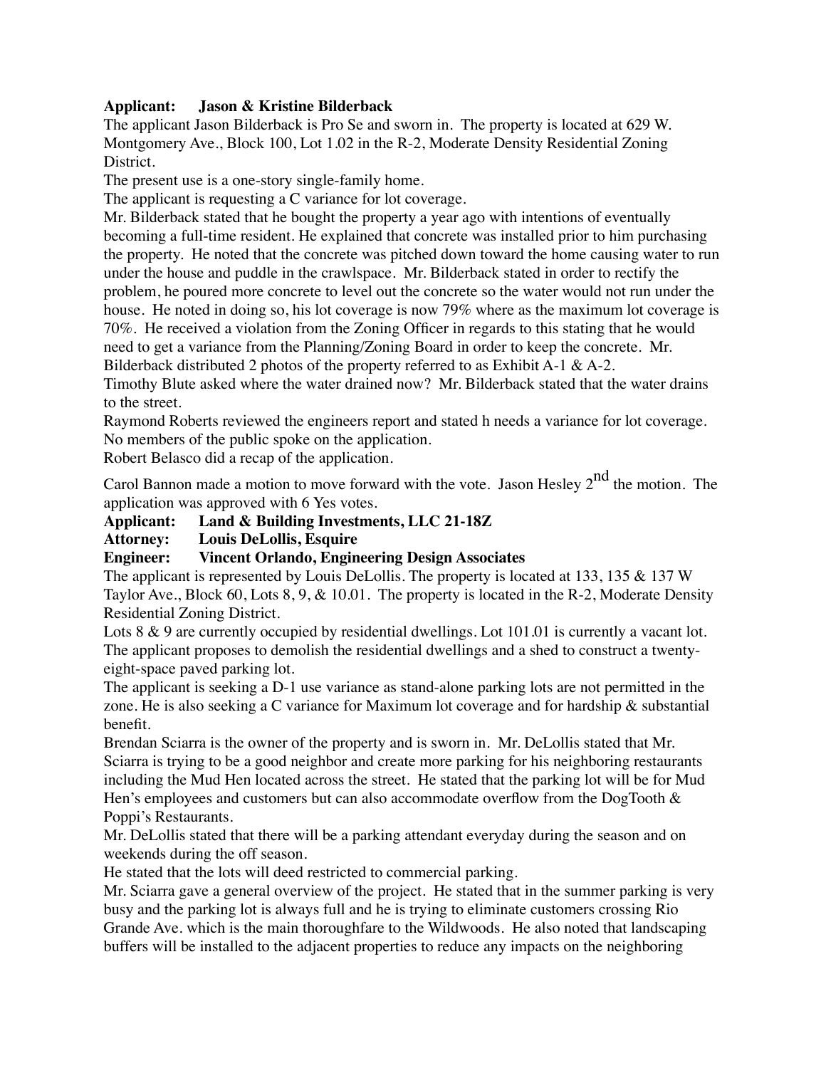**Applicant: Jason & Kristine Bilderback**

The applicant Jason Bilderback is Pro Se and sworn in. The property is located at 629 W. Montgomery Ave., Block 100, Lot 1.02 in the R-2, Moderate Density Residential Zoning District.

The present use is a one-story single-family home.

The applicant is requesting a C variance for lot coverage.

Mr. Bilderback stated that he bought the property a year ago with intentions of eventually becoming a full-time resident. He explained that concrete was installed prior to him purchasing the property. He noted that the concrete was pitched down toward the home causing water to run under the house and puddle in the crawlspace. Mr. Bilderback stated in order to rectify the problem, he poured more concrete to level out the concrete so the water would not run under the house. He noted in doing so, his lot coverage is now 79% where as the maximum lot coverage is 70%. He received a violation from the Zoning Officer in regards to this stating that he would need to get a variance from the Planning/Zoning Board in order to keep the concrete. Mr. Bilderback distributed 2 photos of the property referred to as Exhibit A-1 & A-2.

Timothy Blute asked where the water drained now? Mr. Bilderback stated that the water drains to the street.

Raymond Roberts reviewed the engineers report and stated h needs a variance for lot coverage.

No members of the public spoke on the application.

Robert Belasco did a recap of the application.

Carol Bannon made a motion to move forward with the vote. Jason Hesley 2nd the motion. The application was approved with 6 Yes votes.

**Applicant: Land & Building Investments, LLC 21-18Z**
**Attorney: Louis DeLollis, Esquire**
**Engineer: Vincent Orlando, Engineering Design Associates**

The applicant is represented by Louis DeLollis. The property is located at 133, 135 & 137 W Taylor Ave., Block 60, Lots 8, 9, & 10.01. The property is located in the R-2, Moderate Density Residential Zoning District.

Lots 8 & 9 are currently occupied by residential dwellings. Lot 101.01 is currently a vacant lot. The applicant proposes to demolish the residential dwellings and a shed to construct a twenty-eight-space paved parking lot.

The applicant is seeking a D-1 use variance as stand-alone parking lots are not permitted in the zone. He is also seeking a C variance for Maximum lot coverage and for hardship & substantial benefit.

Brendan Sciarra is the owner of the property and is sworn in. Mr. DeLollis stated that Mr. Sciarra is trying to be a good neighbor and create more parking for his neighboring restaurants including the Mud Hen located across the street. He stated that the parking lot will be for Mud Hen's employees and customers but can also accommodate overflow from the DogTooth & Poppi's Restaurants.

Mr. DeLollis stated that there will be a parking attendant everyday during the season and on weekends during the off season.

He stated that the lots will deed restricted to commercial parking.

Mr. Sciarra gave a general overview of the project. He stated that in the summer parking is very busy and the parking lot is always full and he is trying to eliminate customers crossing Rio Grande Ave. which is the main thoroughfare to the Wildwoods. He also noted that landscaping buffers will be installed to the adjacent properties to reduce any impacts on the neighboring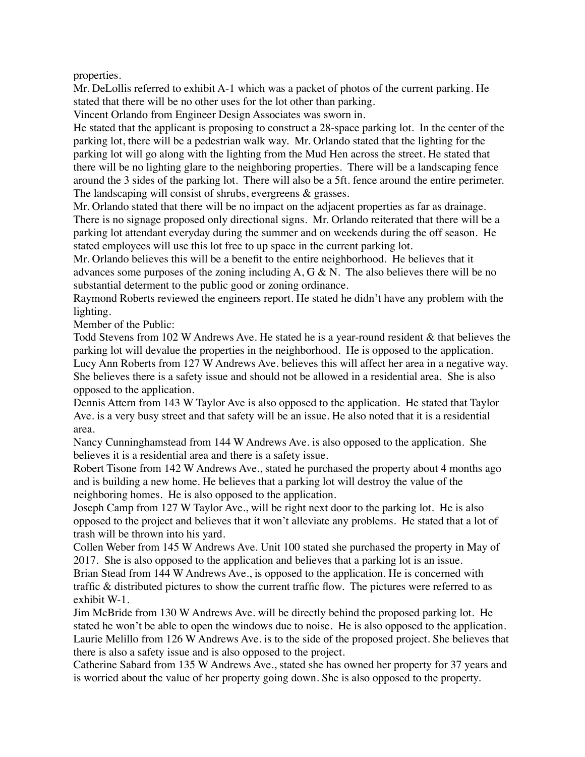properties.

Mr. DeLollis referred to exhibit A-1 which was a packet of photos of the current parking. He stated that there will be no other uses for the lot other than parking.

Vincent Orlando from Engineer Design Associates was sworn in.

He stated that the applicant is proposing to construct a 28-space parking lot. In the center of the parking lot, there will be a pedestrian walk way. Mr. Orlando stated that the lighting for the parking lot will go along with the lighting from the Mud Hen across the street. He stated that there will be no lighting glare to the neighboring properties. There will be a landscaping fence around the 3 sides of the parking lot. There will also be a 5ft. fence around the entire perimeter. The landscaping will consist of shrubs, evergreens & grasses.

Mr. Orlando stated that there will be no impact on the adjacent properties as far as drainage. There is no signage proposed only directional signs. Mr. Orlando reiterated that there will be a parking lot attendant everyday during the summer and on weekends during the off season. He stated employees will use this lot free to up space in the current parking lot.

Mr. Orlando believes this will be a benefit to the entire neighborhood. He believes that it advances some purposes of the zoning including A, G & N. The also believes there will be no substantial determent to the public good or zoning ordinance.

Raymond Roberts reviewed the engineers report. He stated he didn't have any problem with the lighting.

Member of the Public:

Todd Stevens from 102 W Andrews Ave. He stated he is a year-round resident & that believes the parking lot will devalue the properties in the neighborhood. He is opposed to the application.

Lucy Ann Roberts from 127 W Andrews Ave. believes this will affect her area in a negative way. She believes there is a safety issue and should not be allowed in a residential area. She is also opposed to the application.

Dennis Attern from 143 W Taylor Ave is also opposed to the application. He stated that Taylor Ave. is a very busy street and that safety will be an issue. He also noted that it is a residential area.

Nancy Cunninghamstead from 144 W Andrews Ave. is also opposed to the application. She believes it is a residential area and there is a safety issue.

Robert Tisone from 142 W Andrews Ave., stated he purchased the property about 4 months ago and is building a new home. He believes that a parking lot will destroy the value of the neighboring homes. He is also opposed to the application.

Joseph Camp from 127 W Taylor Ave., will be right next door to the parking lot. He is also opposed to the project and believes that it won't alleviate any problems. He stated that a lot of trash will be thrown into his yard.

Collen Weber from 145 W Andrews Ave. Unit 100 stated she purchased the property in May of 2017. She is also opposed to the application and believes that a parking lot is an issue.

Brian Stead from 144 W Andrews Ave., is opposed to the application. He is concerned with traffic & distributed pictures to show the current traffic flow. The pictures were referred to as exhibit W-1.

Jim McBride from 130 W Andrews Ave. will be directly behind the proposed parking lot. He stated he won't be able to open the windows due to noise. He is also opposed to the application.

Laurie Melillo from 126 W Andrews Ave. is to the side of the proposed project. She believes that there is also a safety issue and is also opposed to the project.

Catherine Sabard from 135 W Andrews Ave., stated she has owned her property for 37 years and is worried about the value of her property going down. She is also opposed to the property.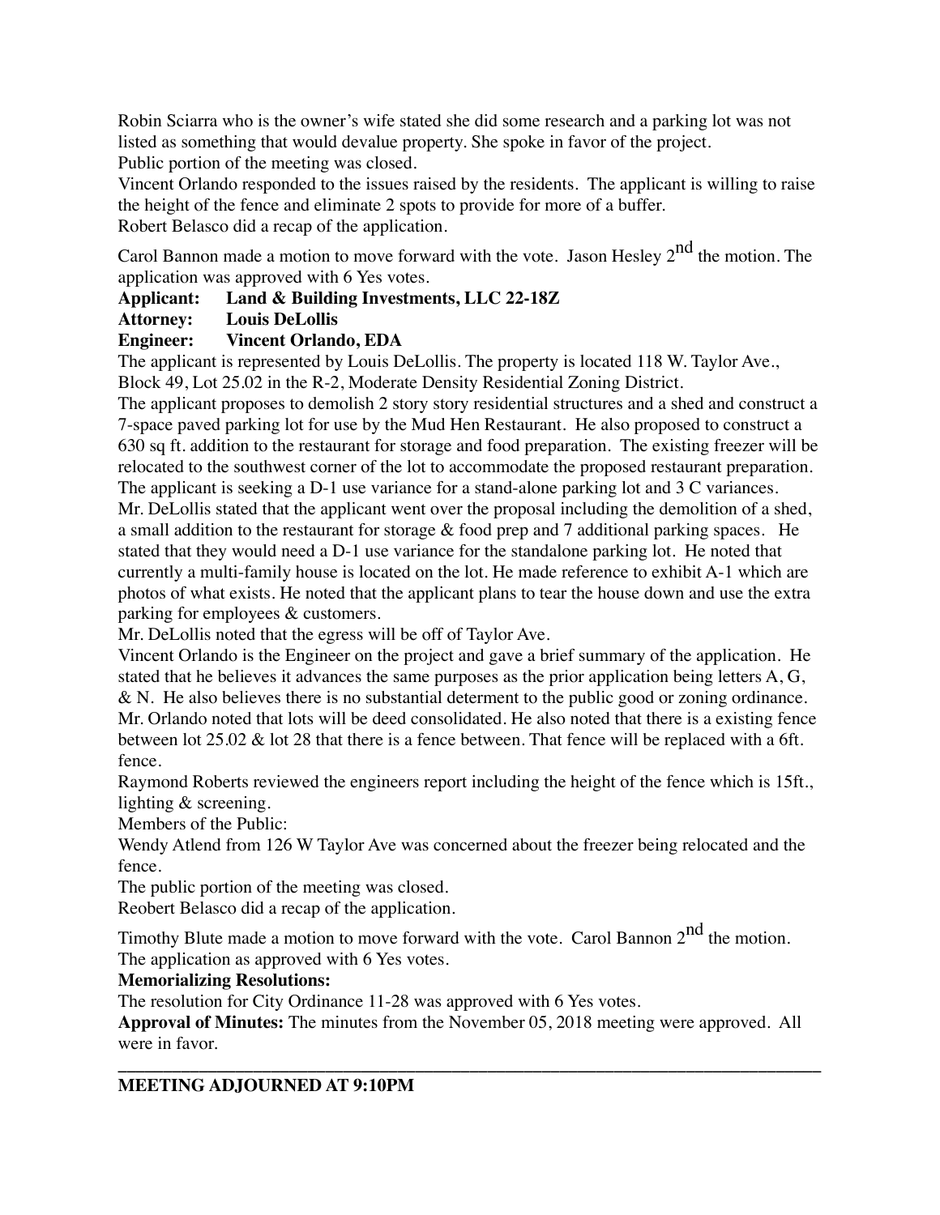Robin Sciarra who is the owner's wife stated she did some research and a parking lot was not listed as something that would devalue property. She spoke in favor of the project.
Public portion of the meeting was closed.
Vincent Orlando responded to the issues raised by the residents. The applicant is willing to raise the height of the fence and eliminate 2 spots to provide for more of a buffer.
Robert Belasco did a recap of the application.

Carol Bannon made a motion to move forward with the vote. Jason Hesley 2nd the motion. The application was approved with 6 Yes votes.

**Applicant: Land & Building Investments, LLC 22-18Z**
**Attorney: Louis DeLollis**
**Engineer: Vincent Orlando, EDA**

The applicant is represented by Louis DeLollis. The property is located 118 W. Taylor Ave., Block 49, Lot 25.02 in the R-2, Moderate Density Residential Zoning District.
The applicant proposes to demolish 2 story story residential structures and a shed and construct a 7-space paved parking lot for use by the Mud Hen Restaurant. He also proposed to construct a 630 sq ft. addition to the restaurant for storage and food preparation. The existing freezer will be relocated to the southwest corner of the lot to accommodate the proposed restaurant preparation. The applicant is seeking a D-1 use variance for a stand-alone parking lot and 3 C variances.
Mr. DeLollis stated that the applicant went over the proposal including the demolition of a shed, a small addition to the restaurant for storage & food prep and 7 additional parking spaces. He stated that they would need a D-1 use variance for the standalone parking lot. He noted that currently a multi-family house is located on the lot. He made reference to exhibit A-1 which are photos of what exists. He noted that the applicant plans to tear the house down and use the extra parking for employees & customers.
Mr. DeLollis noted that the egress will be off of Taylor Ave.
Vincent Orlando is the Engineer on the project and gave a brief summary of the application. He stated that he believes it advances the same purposes as the prior application being letters A, G, & N. He also believes there is no substantial determent to the public good or zoning ordinance.
Mr. Orlando noted that lots will be deed consolidated. He also noted that there is a existing fence between lot 25.02 & lot 28 that there is a fence between. That fence will be replaced with a 6ft. fence.
Raymond Roberts reviewed the engineers report including the height of the fence which is 15ft., lighting & screening.
Members of the Public:
Wendy Atlend from 126 W Taylor Ave was concerned about the freezer being relocated and the fence.
The public portion of the meeting was closed.
Reobert Belasco did a recap of the application.

Timothy Blute made a motion to move forward with the vote. Carol Bannon 2nd the motion. The application as approved with 6 Yes votes.

**Memorializing Resolutions:**
The resolution for City Ordinance 11-28 was approved with 6 Yes votes.
**Approval of Minutes:** The minutes from the November 05, 2018 meeting were approved. All were in favor.

---

**MEETING ADJOURNED AT 9:10PM**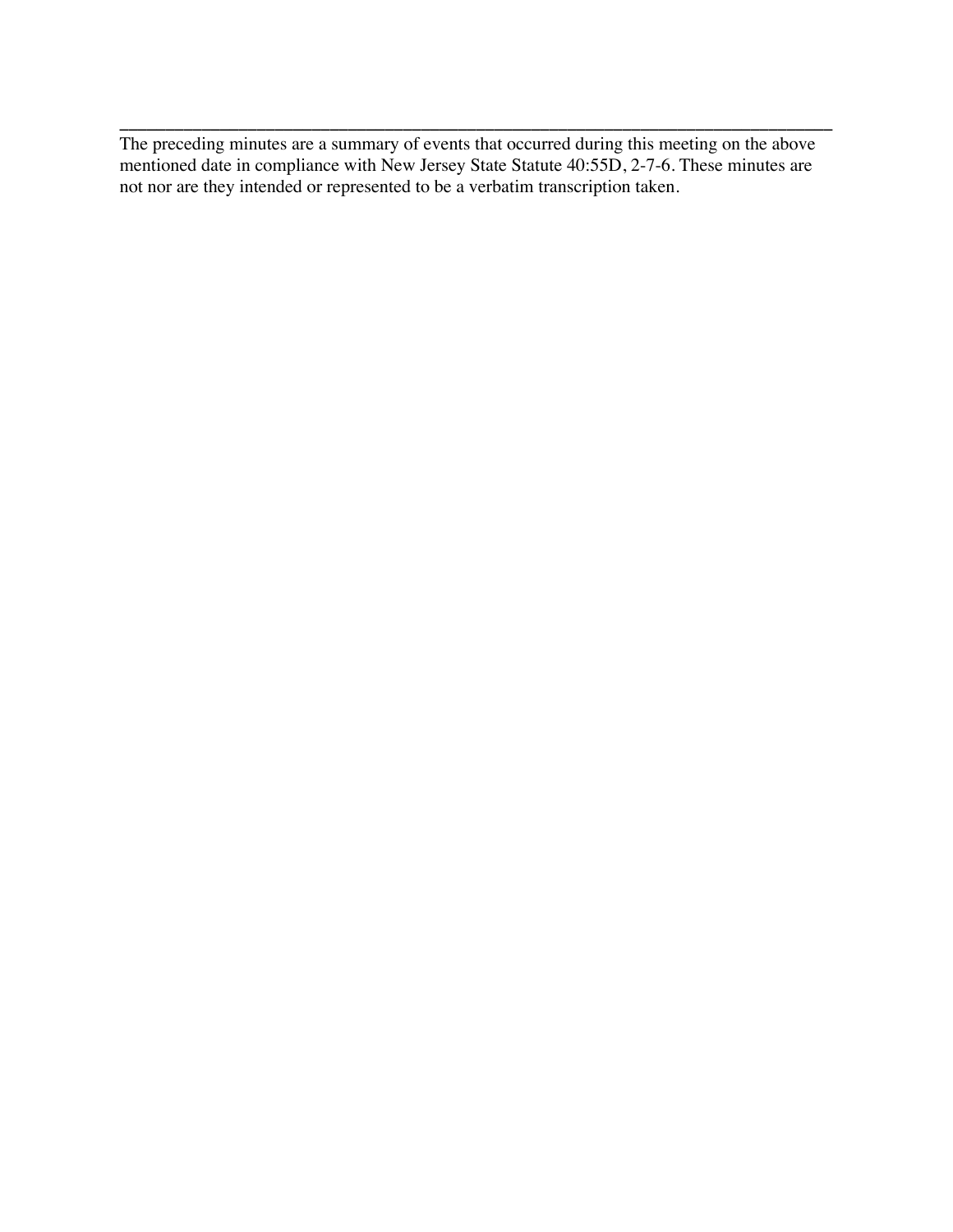---

The preceding minutes are a summary of events that occurred during this meeting on the above mentioned date in compliance with New Jersey State Statute 40:55D, 2-7-6. These minutes are not nor are they intended or represented to be a verbatim transcription taken.